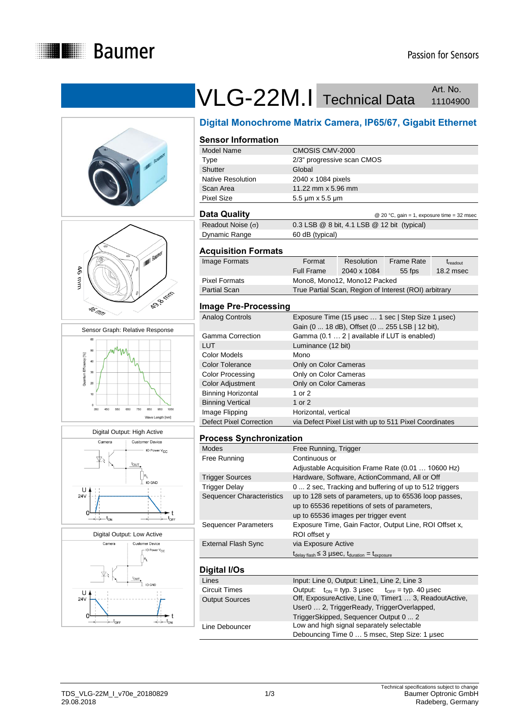# VLG-22M.I Technical Data

Art. No. 11104900

## Digital Monochrome Matrix Camera, IP65/67, Gigabit Ethernet

Sensor Graph: Relative Response

Digital Output: High Active

Digital Output: Low Active

### Sensor Information

| | |
|---|---|
| Model Name | CMOSIS CMV-2000 |
| Type | 2/3" progressive scan CMOS |
| Shutter | Global |
| Native Resolution | 2040 x 1084 pixels |
| Scan Area | 11.22 mm x 5.96 mm |
| Pixel Size | 5.5 µm x 5.5 µm |

### Data Quality

@ 20 °C, gain = 1, exposure time = 32 msec

| | |
|---|---|
| Readout Noise (σ) | 0.3 LSB @ 8 bit, 4.1 LSB @ 12 bit (typical) |
| Dynamic Range | 60 dB (typical) |

### Acquisition Formats

| | | | | |
|---|---|---|---|---|
| Image Formats | Format | Resolution | Frame Rate | $t_{readout}$ |
| | Full Frame | 2040 x 1084 | 55 fps | 18.2 msec |
| Pixel Formats | Mono8, Mono12, Mono12 Packed | | | |
| Partial Scan | True Partial Scan, Region of Interest (ROI) arbitrary | | | |

### Image Pre-Processing

| | |
|---|---|
| Analog Controls | Exposure Time (15 µsec … 1 sec \| Step Size 1 µsec) Gain (0 ... 18 dB), Offset (0 ... 255 LSB \| 12 bit), |
| Gamma Correction | Gamma (0.1 … 2 \| available if LUT is enabled) |
| LUT | Luminance (12 bit) |
| Color Models | Mono |
| Color Tolerance | Only on Color Cameras |
| Color Processing | Only on Color Cameras |
| Color Adjustment | Only on Color Cameras |
| Binning Horizontal | 1 or 2 |
| Binning Vertical | 1 or 2 |
| Image Flipping | Horizontal, vertical |
| Defect Pixel Correction | via Defect Pixel List with up to 511 Pixel Coordinates |

### Process Synchronization

| | |
|---|---|
| Modes | Free Running, Trigger |
| Free Running | Continuous or Adjustable Acquisition Frame Rate (0.01 … 10600 Hz) |
| Trigger Sources | Hardware, Software, ActionCommand, All or Off |
| Trigger Delay | 0 ... 2 sec, Tracking and buffering of up to 512 triggers |
| Sequencer Characteristics | up to 128 sets of parameters, up to 65536 loop passes, up to 65536 repetitions of sets of parameters, up to 65536 images per trigger event |
| Sequencer Parameters | Exposure Time, Gain Factor, Output Line, ROI Offset x, ROI offset y |
| External Flash Sync | via Exposure Active $t_{delay\ flash} \leq 3$ µsec, $t_{duration} = t_{exposure}$ |

### Digital I/Os

| | |
|---|---|
| Lines | Input: Line 0, Output: Line1, Line 2, Line 3 |
| Circuit Times | Output: $t_{ON}$ = typ. 3 µsec $t_{OFF}$ = typ. 40 µsec |
| Output Sources | Off, ExposureActive, Line 0, Timer1 … 3, ReadoutActive, User0 … 2, TriggerReady, TriggerOverlapped, TriggerSkipped, Sequencer Output 0 ... 2 |
| Line Debouncer | Low and high signal separately selectable Debouncing Time 0 … 5 msec, Step Size: 1 µsec |

TDS_VLG-22M_I_v70e_20180829
29.08.2018

Technical specifications subject to change
Baumer Optronic GmbH
Radeberg, Germany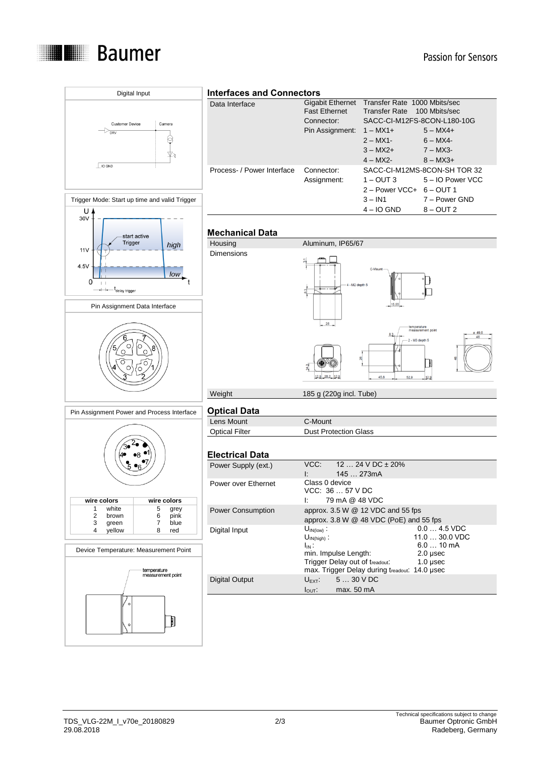Digital Input

Customer Device — Camera
DRV
IO GND

Trigger Mode: Start up time and valid Trigger

Pin Assignment Data Interface

Pin Assignment Power and Process Interface

| wire colors | | wire colors | |
|---|---|---|---|
| 1 | white | 5 | grey |
| 2 | brown | 6 | pink |
| 3 | green | 7 | blue |
| 4 | yellow | 8 | red |

Device Temperature: Measurement Point

temperature measurement point

## Interfaces and Connectors

| | | | |
|---|---|---|---|
| Data Interface | Gigabit Ethernet | Transfer Rate 1000 Mbits/sec | |
| | Fast Ethernet | Transfer Rate 100 Mbits/sec | |
| | Connector: | SACC-CI-M12FS-8CON-L180-10G | |
| | Pin Assignment: | 1 – MX1+ | 5 – MX4+ |
| | | 2 – MX1- | 6 – MX4- |
| | | 3 – MX2+ | 7 – MX3- |
| | | 4 – MX2- | 8 – MX3+ |
| Process- / Power Interface | Connector: | SACC-CI-M12MS-8CON-SH TOR 32 | |
| | Assignment: | 1 – OUT 3 | 5 – IO Power VCC |
| | | 2 – Power VCC+ | 6 – OUT 1 |
| | | 3 – IN1 | 7 – Power GND |
| | | 4 – IO GND | 8 – OUT 2 |

## Mechanical Data

| | |
|---|---|
| Housing | Aluminum, IP65/67 |
| Dimensions | |
| Weight | 185 g (220g incl. Tube) |

## Optical Data

| | |
|---|---|
| Lens Mount | C-Mount |
| Optical Filter | Dust Protection Glass |

## Electrical Data

| | |
|---|---|
| Power Supply (ext.) | VCC: 12 … 24 V DC ± 20%<br>I: 145 … 273mA |
| Power over Ethernet | Class 0 device<br>VCC: 36 … 57 V DC<br>I: 79 mA @ 48 VDC |
| Power Consumption | approx. 3.5 W @ 12 VDC and 55 fps<br>approx. 3.8 W @ 48 VDC (PoE) and 55 fps |
| Digital Input | $U_{IN(low)}$ : 0.0 … 4.5 VDC<br>$U_{IN(high)}$ : 11.0 … 30.0 VDC<br>$I_{IN}$ : 6.0 … 10 mA<br>min. Impulse Length: 2.0 µsec<br>Trigger Delay out of $t_{readout}$: 1.0 µsec<br>max. Trigger Delay during $t_{readout}$: 14.0 µsec |
| Digital Output | $U_{EXT}$: 5 … 30 V DC<br>$I_{OUT}$: max. 50 mA |

TDS_VLG-22M_I_v70e_20180829
29.08.2018

Technical specifications subject to change
Baumer Optronic GmbH
Radeberg, Germany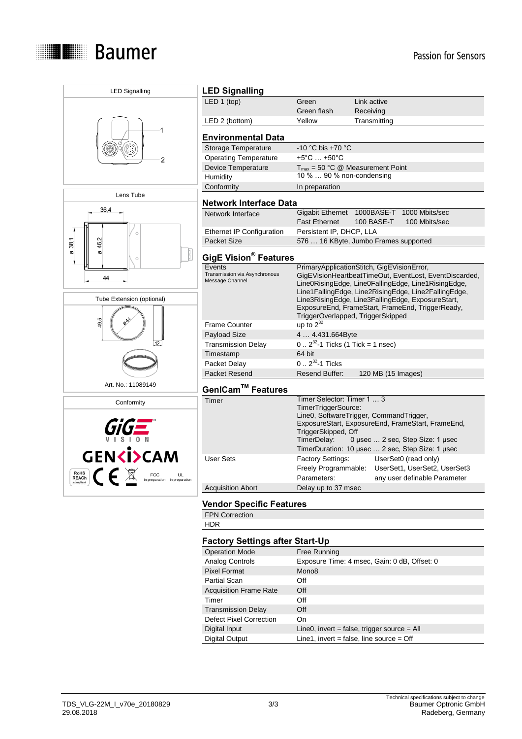LED Signalling

1

2

Lens Tube

36,4

ø 38,1

ø 46,2

44

Tube Extension (optional)

49,5

ø44

12

Art. No.: 11089149

Conformity

GiGE VISION

GEN<i>CAM

RoHS REACh compliant

CE

FCC in preparation

UL in preparation

## LED Signalling

| | | |
|---|---|---|
| LED 1 (top) | Green<br>Green flash | Link active<br>Receiving |
| LED 2 (bottom) | Yellow | Transmitting |

## Environmental Data

| | |
|---|---|
| Storage Temperature | -10 °C bis +70 °C |
| Operating Temperature | +5°C … +50°C |
| Device Temperature<br>Humidity | $T_{max}$ = 50 °C @ Measurement Point<br>10 % … 90 % non-condensing |
| Conformity | In preparation |

## Network Interface Data

| | | | |
|---|---|---|---|
| Network Interface | Gigabit Ethernet<br>Fast Ethernet | 1000BASE-T<br>100 BASE-T | 1000 Mbits/sec<br>100 Mbits/sec |
| Ethernet IP Configuration | Persistent IP, DHCP, LLA | | |
| Packet Size | 576 … 16 KByte, Jumbo Frames supported | | |

## GigE Vision® Features

| | |
|---|---|
| Events<br>Transmission via Asynchronous Message Channel | PrimaryApplicationStitch, GigEVisionError, GigEVisionHeartbeatTimeOut, EventLost, EventDiscarded, Line0RisingEdge, Line0FallingEdge, Line1RisingEdge, Line1FallingEdge, Line2RisingEdge, Line2FallingEdge, Line3RisingEdge, Line3FallingEdge, ExposureStart, ExposureEnd, FrameStart, FrameEnd, TriggerReady, TriggerOverlapped, TriggerSkipped |
| Frame Counter | up to $2^{32}$ |
| Payload Size | 4 … 4.431.664Byte |
| Transmission Delay | 0 .. $2^{32}$-1 Ticks (1 Tick = 1 nsec) |
| Timestamp | 64 bit |
| Packet Delay | 0 .. $2^{32}$-1 Ticks |
| Packet Resend | Resend Buffer: 120 MB (15 Images) |

## GenICam™ Features

| | | |
|---|---|---|
| Timer | Timer Selector: Timer 1 … 3<br>TimerTriggerSource:<br>Line0, SoftwareTrigger, CommandTrigger, ExposureStart, ExposureEnd, FrameStart, FrameEnd, TriggerSkipped, Off<br>TimerDelay: 0 µsec … 2 sec, Step Size: 1 µsec<br>TimerDuration: 10 µsec … 2 sec, Step Size: 1 µsec | |
| User Sets | Factory Settings:<br>Freely Programmable:<br>Parameters: | UserSet0 (read only)<br>UserSet1, UserSet2, UserSet3<br>any user definable Parameter |
| Acquisition Abort | Delay up to 37 msec | |

## Vendor Specific Features

FPN Correction

HDR

## Factory Settings after Start-Up

| | |
|---|---|
| Operation Mode | Free Running |
| Analog Controls | Exposure Time: 4 msec, Gain: 0 dB, Offset: 0 |
| Pixel Format | Mono8 |
| Partial Scan | Off |
| Acquisition Frame Rate | Off |
| Timer | Off |
| Transmission Delay | Off |
| Defect Pixel Correction | On |
| Digital Input | Line0, invert = false, trigger source = All |
| Digital Output | Line1, invert = false, line source = Off |

TDS_VLG-22M_I_v70e_20180829
29.08.2018

Technical specifications subject to change
Baumer Optronic GmbH
Radeberg, Germany